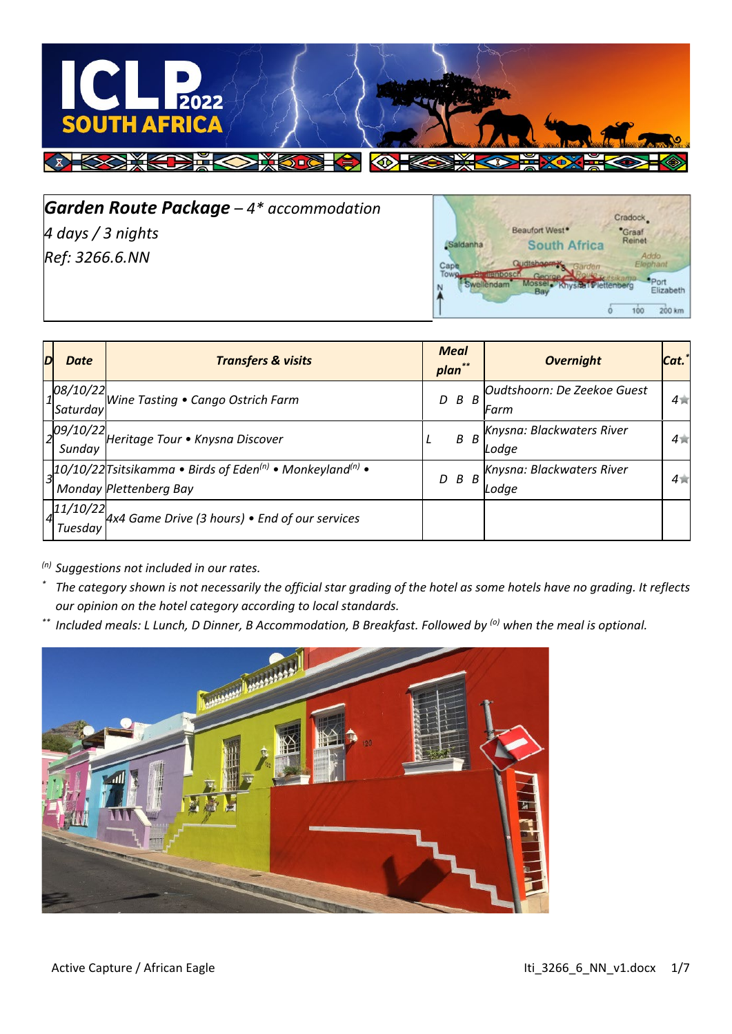## *Garden Route Package* – *4\* accommodation*

*4 days / 3 nights*

*Ref: 3266.6.NN*

| D | Date | Transfers & visits | Meal plan** | Overnight | Cat.* |
|---|---|---|---|---|---|
| 1 | 08/10/22 Saturday | Wine Tasting • Cango Ostrich Farm | D B B | Oudtshoorn: De Zeekoe Guest Farm | 4★ |
| 2 | 09/10/22 Sunday | Heritage Tour • Knysna Discover | L B B | Knysna: Blackwaters River Lodge | 4★ |
| 3 | 10/10/22 Monday | Tsitsikamma • Birds of Eden(n) • Monkeyland(n) • Plettenberg Bay | D B B | Knysna: Blackwaters River Lodge | 4★ |
| 4 | 11/10/22 Tuesday | 4x4 Game Drive (3 hours) • End of our services | | | |

*(n) Suggestions not included in our rates.*

*\* The category shown is not necessarily the official star grading of the hotel as some hotels have no grading. It reflects our opinion on the hotel category according to local standards.*

*\*\* Included meals: L Lunch, D Dinner, B Accommodation, B Breakfast. Followed by (o) when the meal is optional.*

Active Capture / African Eagle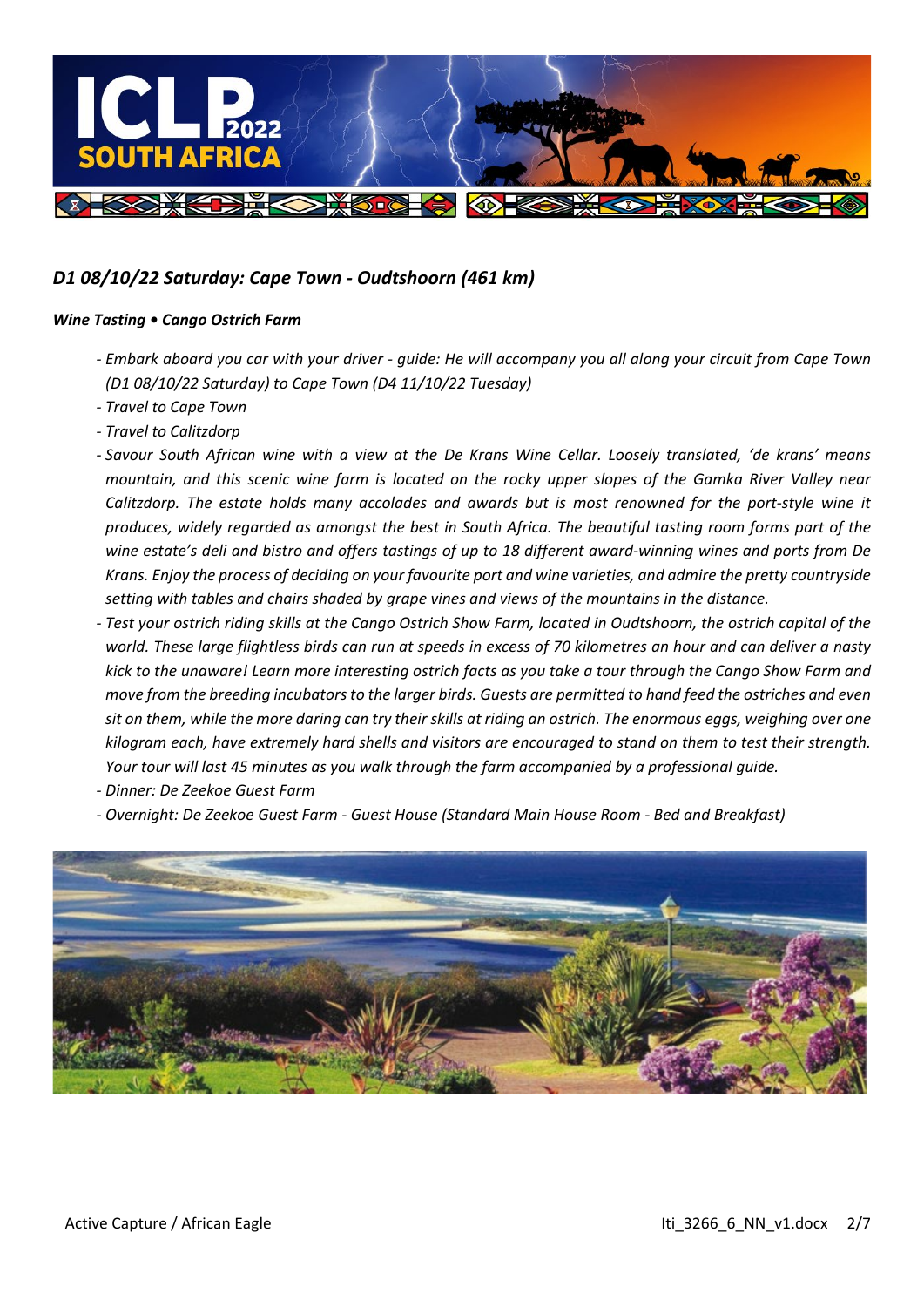## *D1 08/10/22 Saturday: Cape Town - Oudtshoorn (461 km)*

***Wine Tasting • Cango Ostrich Farm***

- *Embark aboard you car with your driver - guide: He will accompany you all along your circuit from Cape Town (D1 08/10/22 Saturday) to Cape Town (D4 11/10/22 Tuesday)*
- *Travel to Cape Town*
- *Travel to Calitzdorp*
- *Savour South African wine with a view at the De Krans Wine Cellar. Loosely translated, 'de krans' means mountain, and this scenic wine farm is located on the rocky upper slopes of the Gamka River Valley near Calitzdorp. The estate holds many accolades and awards but is most renowned for the port-style wine it produces, widely regarded as amongst the best in South Africa. The beautiful tasting room forms part of the wine estate's deli and bistro and offers tastings of up to 18 different award-winning wines and ports from De Krans. Enjoy the process of deciding on your favourite port and wine varieties, and admire the pretty countryside setting with tables and chairs shaded by grape vines and views of the mountains in the distance.*
- *Test your ostrich riding skills at the Cango Ostrich Show Farm, located in Oudtshoorn, the ostrich capital of the world. These large flightless birds can run at speeds in excess of 70 kilometres an hour and can deliver a nasty kick to the unaware! Learn more interesting ostrich facts as you take a tour through the Cango Show Farm and move from the breeding incubators to the larger birds. Guests are permitted to hand feed the ostriches and even sit on them, while the more daring can try their skills at riding an ostrich. The enormous eggs, weighing over one kilogram each, have extremely hard shells and visitors are encouraged to stand on them to test their strength. Your tour will last 45 minutes as you walk through the farm accompanied by a professional guide.*
- *Dinner: De Zeekoe Guest Farm*
- *Overnight: De Zeekoe Guest Farm - Guest House (Standard Main House Room - Bed and Breakfast)*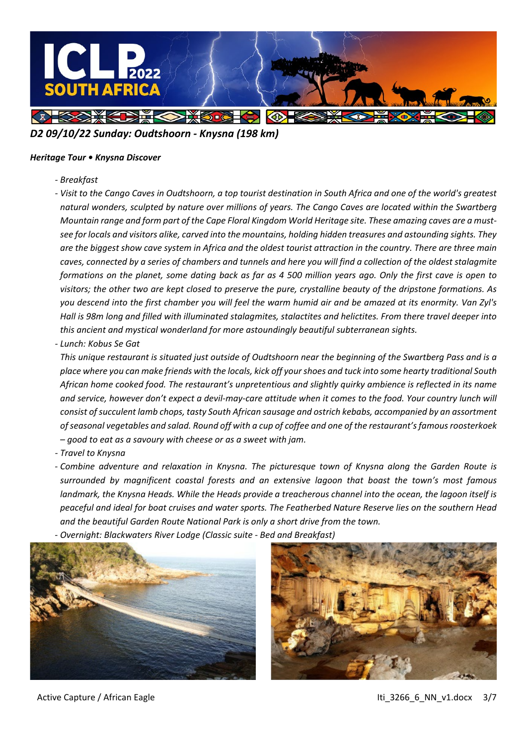## *D2 09/10/22 Sunday: Oudtshoorn - Knysna (198 km)*

***Heritage Tour • Knysna Discover***

- *Breakfast*
- *Visit to the Cango Caves in Oudtshoorn, a top tourist destination in South Africa and one of the world's greatest natural wonders, sculpted by nature over millions of years. The Cango Caves are located within the Swartberg Mountain range and form part of the Cape Floral Kingdom World Heritage site. These amazing caves are a must-see for locals and visitors alike, carved into the mountains, holding hidden treasures and astounding sights. They are the biggest show cave system in Africa and the oldest tourist attraction in the country. There are three main caves, connected by a series of chambers and tunnels and here you will find a collection of the oldest stalagmite formations on the planet, some dating back as far as 4 500 million years ago. Only the first cave is open to visitors; the other two are kept closed to preserve the pure, crystalline beauty of the dripstone formations. As you descend into the first chamber you will feel the warm humid air and be amazed at its enormity. Van Zyl's Hall is 98m long and filled with illuminated stalagmites, stalactites and helictites. From there travel deeper into this ancient and mystical wonderland for more astoundingly beautiful subterranean sights.*
- *Lunch: Kobus Se Gat*

  *This unique restaurant is situated just outside of Oudtshoorn near the beginning of the Swartberg Pass and is a place where you can make friends with the locals, kick off your shoes and tuck into some hearty traditional South African home cooked food. The restaurant's unpretentious and slightly quirky ambience is reflected in its name and service, however don't expect a devil-may-care attitude when it comes to the food. Your country lunch will consist of succulent lamb chops, tasty South African sausage and ostrich kebabs, accompanied by an assortment of seasonal vegetables and salad. Round off with a cup of coffee and one of the restaurant's famous roosterkoek – good to eat as a savoury with cheese or as a sweet with jam.*
- *Travel to Knysna*
- *Combine adventure and relaxation in Knysna. The picturesque town of Knysna along the Garden Route is surrounded by magnificent coastal forests and an extensive lagoon that boast the town's most famous landmark, the Knysna Heads. While the Heads provide a treacherous channel into the ocean, the lagoon itself is peaceful and ideal for boat cruises and water sports. The Featherbed Nature Reserve lies on the southern Head and the beautiful Garden Route National Park is only a short drive from the town.*
- *Overnight: Blackwaters River Lodge (Classic suite - Bed and Breakfast)*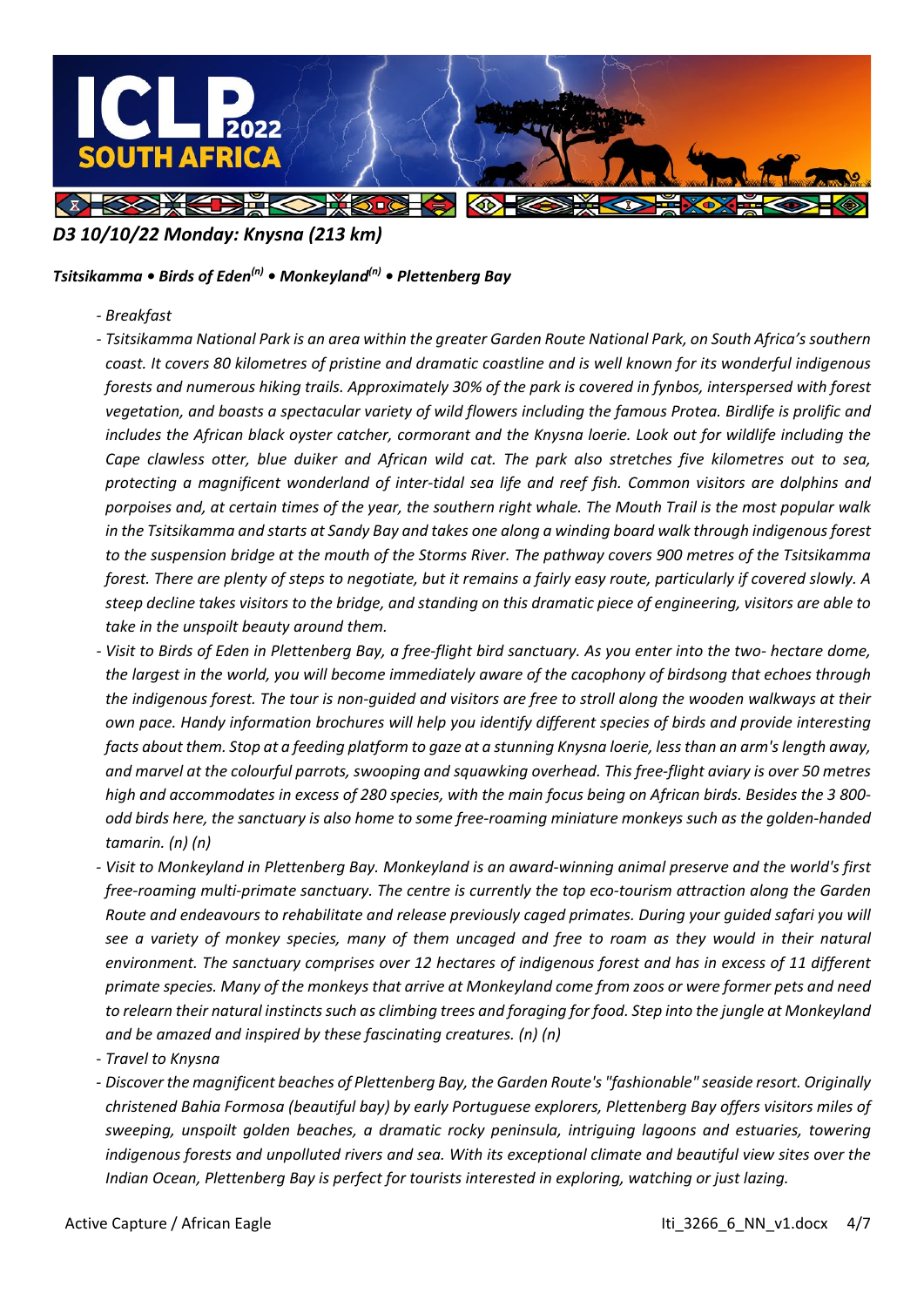## *D3 10/10/22 Monday: Knysna (213 km)*

***Tsitsikamma • Birds of Eden[(n)] • Monkeyland[(n)] • Plettenberg Bay***

- *Breakfast*
- *Tsitsikamma National Park is an area within the greater Garden Route National Park, on South Africa's southern coast. It covers 80 kilometres of pristine and dramatic coastline and is well known for its wonderful indigenous forests and numerous hiking trails. Approximately 30% of the park is covered in fynbos, interspersed with forest vegetation, and boasts a spectacular variety of wild flowers including the famous Protea. Birdlife is prolific and includes the African black oyster catcher, cormorant and the Knysna loerie. Look out for wildlife including the Cape clawless otter, blue duiker and African wild cat. The park also stretches five kilometres out to sea, protecting a magnificent wonderland of inter-tidal sea life and reef fish. Common visitors are dolphins and porpoises and, at certain times of the year, the southern right whale. The Mouth Trail is the most popular walk in the Tsitsikamma and starts at Sandy Bay and takes one along a winding board walk through indigenous forest to the suspension bridge at the mouth of the Storms River. The pathway covers 900 metres of the Tsitsikamma forest. There are plenty of steps to negotiate, but it remains a fairly easy route, particularly if covered slowly. A steep decline takes visitors to the bridge, and standing on this dramatic piece of engineering, visitors are able to take in the unspoilt beauty around them.*
- *Visit to Birds of Eden in Plettenberg Bay, a free-flight bird sanctuary. As you enter into the two- hectare dome, the largest in the world, you will become immediately aware of the cacophony of birdsong that echoes through the indigenous forest. The tour is non-guided and visitors are free to stroll along the wooden walkways at their own pace. Handy information brochures will help you identify different species of birds and provide interesting facts about them. Stop at a feeding platform to gaze at a stunning Knysna loerie, less than an arm's length away, and marvel at the colourful parrots, swooping and squawking overhead. This free-flight aviary is over 50 metres high and accommodates in excess of 280 species, with the main focus being on African birds. Besides the 3 800-odd birds here, the sanctuary is also home to some free-roaming miniature monkeys such as the golden-handed tamarin. (n) (n)*
- *Visit to Monkeyland in Plettenberg Bay. Monkeyland is an award-winning animal preserve and the world's first free-roaming multi-primate sanctuary. The centre is currently the top eco-tourism attraction along the Garden Route and endeavours to rehabilitate and release previously caged primates. During your guided safari you will see a variety of monkey species, many of them uncaged and free to roam as they would in their natural environment. The sanctuary comprises over 12 hectares of indigenous forest and has in excess of 11 different primate species. Many of the monkeys that arrive at Monkeyland come from zoos or were former pets and need to relearn their natural instincts such as climbing trees and foraging for food. Step into the jungle at Monkeyland and be amazed and inspired by these fascinating creatures. (n) (n)*
- *Travel to Knysna*
- *Discover the magnificent beaches of Plettenberg Bay, the Garden Route's "fashionable" seaside resort. Originally christened Bahia Formosa (beautiful bay) by early Portuguese explorers, Plettenberg Bay offers visitors miles of sweeping, unspoilt golden beaches, a dramatic rocky peninsula, intriguing lagoons and estuaries, towering indigenous forests and unpolluted rivers and sea. With its exceptional climate and beautiful view sites over the Indian Ocean, Plettenberg Bay is perfect for tourists interested in exploring, watching or just lazing.*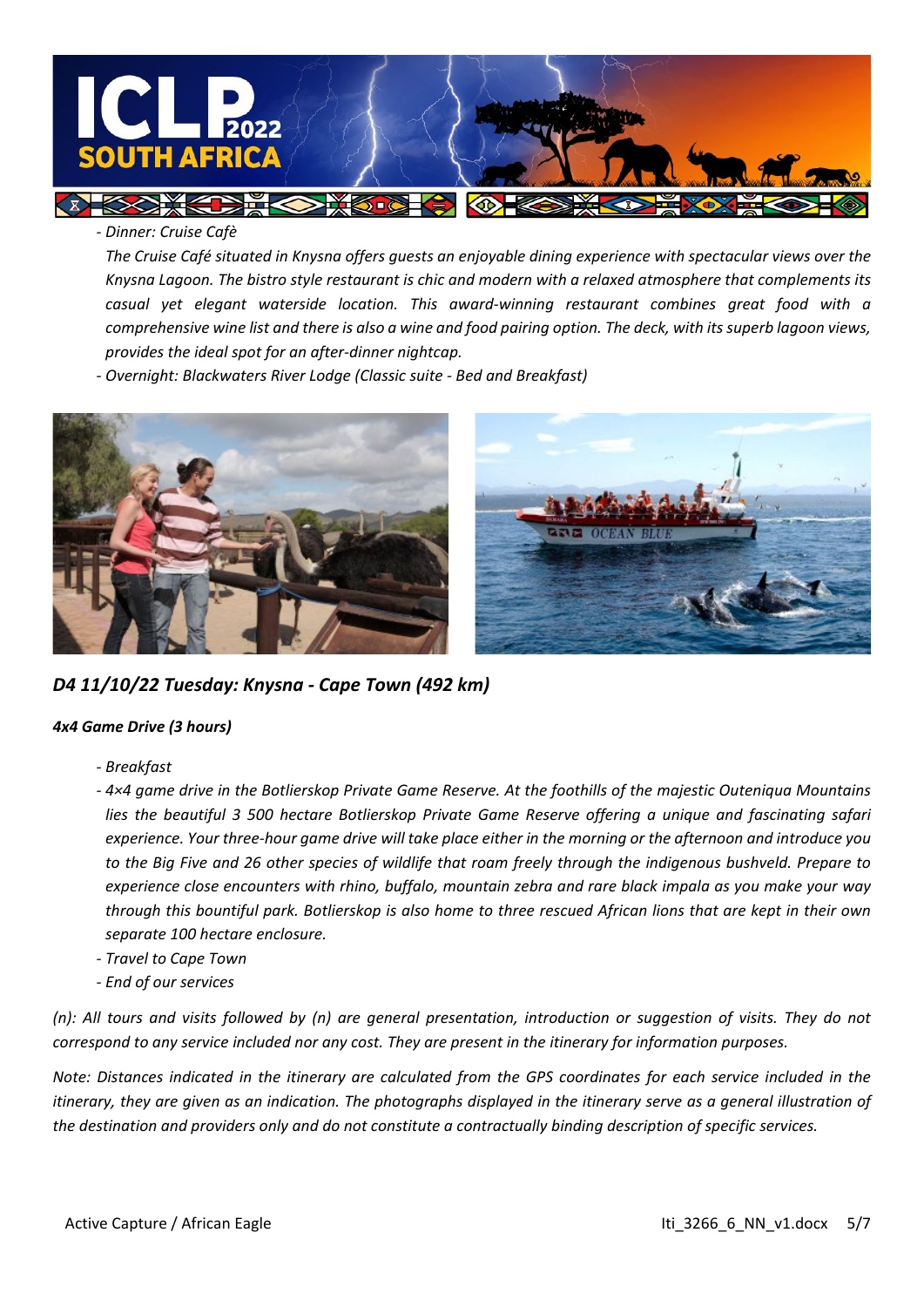- *Dinner: Cruise Cafè*

  *The Cruise Café situated in Knysna offers guests an enjoyable dining experience with spectacular views over the Knysna Lagoon. The bistro style restaurant is chic and modern with a relaxed atmosphere that complements its casual yet elegant waterside location. This award-winning restaurant combines great food with a comprehensive wine list and there is also a wine and food pairing option. The deck, with its superb lagoon views, provides the ideal spot for an after-dinner nightcap.*
- *Overnight: Blackwaters River Lodge (Classic suite - Bed and Breakfast)*

## *D4 11/10/22 Tuesday: Knysna - Cape Town (492 km)*

***4x4 Game Drive (3 hours)***

- *Breakfast*
- *4×4 game drive in the Botlierskop Private Game Reserve. At the foothills of the majestic Outeniqua Mountains lies the beautiful 3 500 hectare Botlierskop Private Game Reserve offering a unique and fascinating safari experience. Your three-hour game drive will take place either in the morning or the afternoon and introduce you to the Big Five and 26 other species of wildlife that roam freely through the indigenous bushveld. Prepare to experience close encounters with rhino, buffalo, mountain zebra and rare black impala as you make your way through this bountiful park. Botlierskop is also home to three rescued African lions that are kept in their own separate 100 hectare enclosure.*
- *Travel to Cape Town*
- *End of our services*

*(n): All tours and visits followed by (n) are general presentation, introduction or suggestion of visits. They do not correspond to any service included nor any cost. They are present in the itinerary for information purposes.*

*Note: Distances indicated in the itinerary are calculated from the GPS coordinates for each service included in the itinerary, they are given as an indication. The photographs displayed in the itinerary serve as a general illustration of the destination and providers only and do not constitute a contractually binding description of specific services.*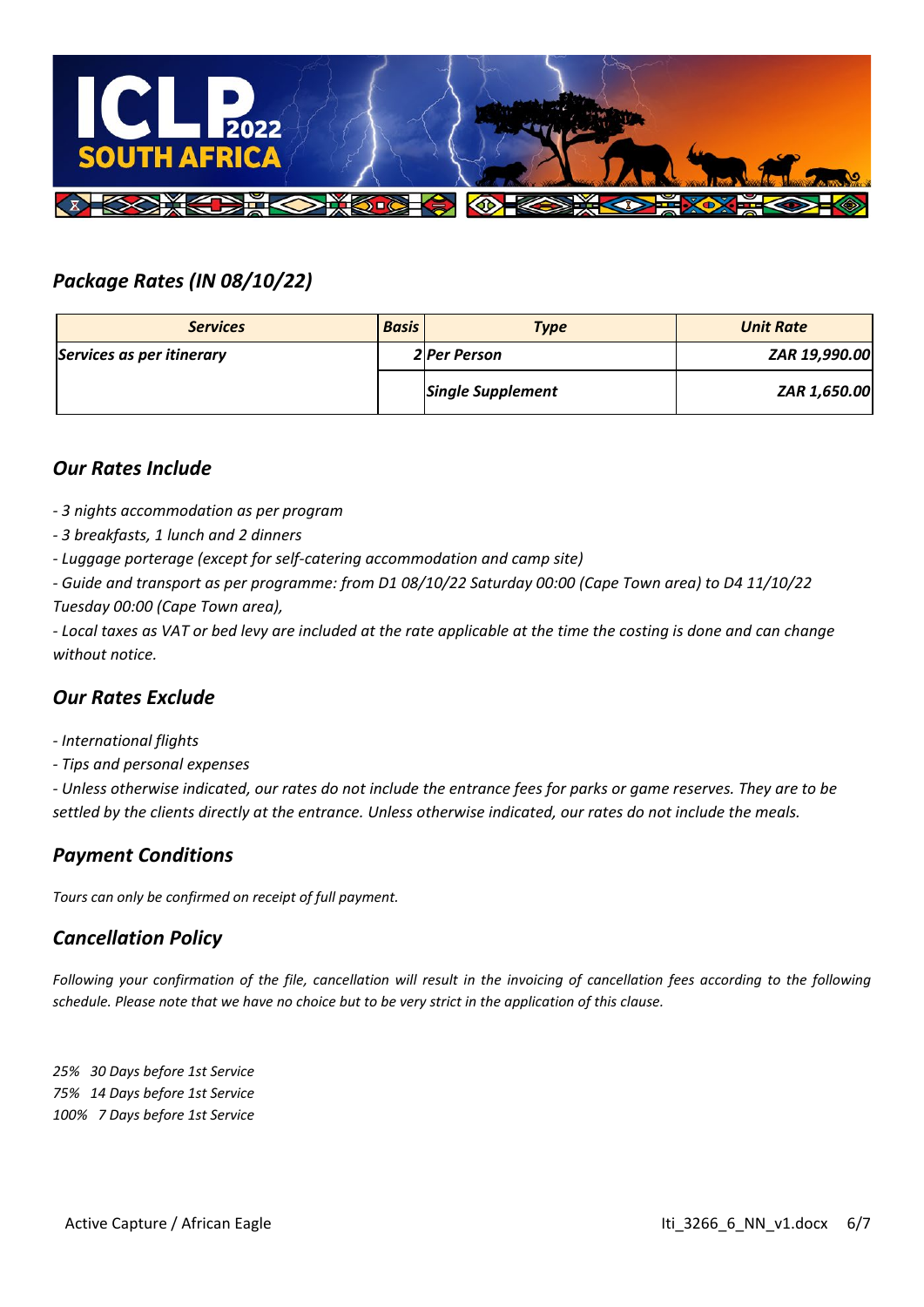## *Package Rates (IN 08/10/22)*

| ***Services*** | ***Basis*** | ***Type*** | ***Unit Rate*** |
|---|---|---|---|
| ***Services as per itinerary*** | ***2*** | ***Per Person*** | ***ZAR 19,990.00*** |
| | | ***Single Supplement*** | ***ZAR 1,650.00*** |

## *Our Rates Include*

*- 3 nights accommodation as per program*

*- 3 breakfasts, 1 lunch and 2 dinners*

*- Luggage porterage (except for self-catering accommodation and camp site)*

*- Guide and transport as per programme: from D1 08/10/22 Saturday 00:00 (Cape Town area) to D4 11/10/22 Tuesday 00:00 (Cape Town area),*

*- Local taxes as VAT or bed levy are included at the rate applicable at the time the costing is done and can change without notice.*

## *Our Rates Exclude*

*- International flights*

*- Tips and personal expenses*

*- Unless otherwise indicated, our rates do not include the entrance fees for parks or game reserves. They are to be settled by the clients directly at the entrance. Unless otherwise indicated, our rates do not include the meals.*

## *Payment Conditions*

*Tours can only be confirmed on receipt of full payment.*

## *Cancellation Policy*

*Following your confirmation of the file, cancellation will result in the invoicing of cancellation fees according to the following schedule. Please note that we have no choice but to be very strict in the application of this clause.*

*25% 30 Days before 1st Service*
*75% 14 Days before 1st Service*
*100% 7 Days before 1st Service*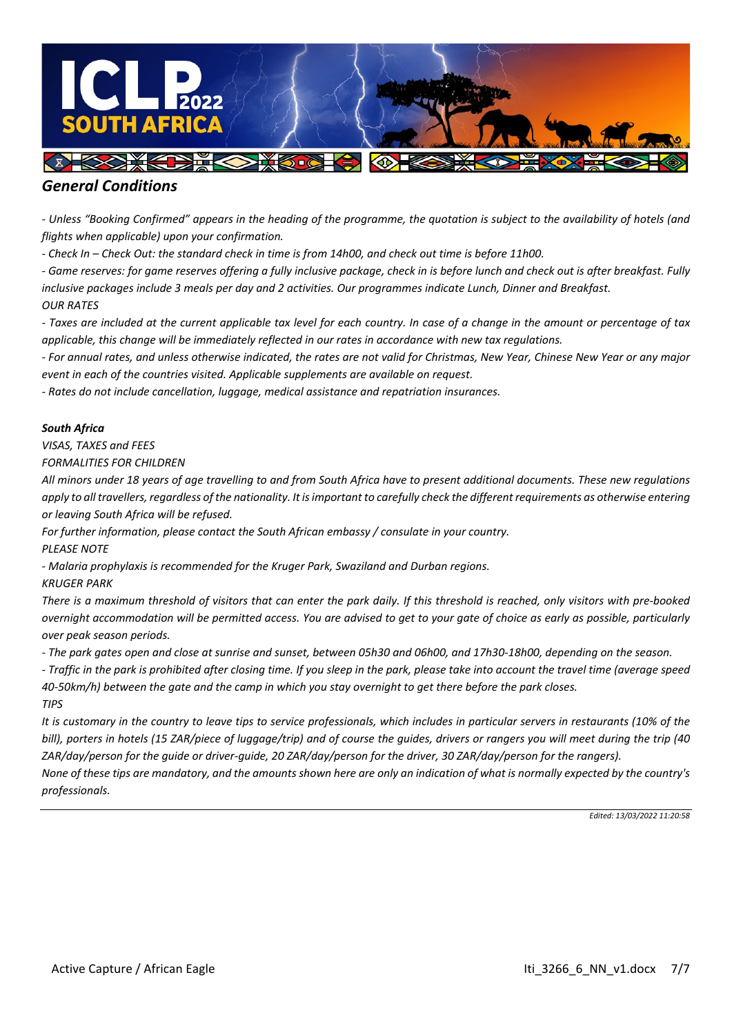## *General Conditions*

*- Unless "Booking Confirmed" appears in the heading of the programme, the quotation is subject to the availability of hotels (and flights when applicable) upon your confirmation.*

*- Check In – Check Out: the standard check in time is from 14h00, and check out time is before 11h00.*

*- Game reserves: for game reserves offering a fully inclusive package, check in is before lunch and check out is after breakfast. Fully inclusive packages include 3 meals per day and 2 activities. Our programmes indicate Lunch, Dinner and Breakfast.*

*OUR RATES*

*- Taxes are included at the current applicable tax level for each country. In case of a change in the amount or percentage of tax applicable, this change will be immediately reflected in our rates in accordance with new tax regulations.*

*- For annual rates, and unless otherwise indicated, the rates are not valid for Christmas, New Year, Chinese New Year or any major event in each of the countries visited. Applicable supplements are available on request.*

*- Rates do not include cancellation, luggage, medical assistance and repatriation insurances.*

### ***South Africa***

*VISAS, TAXES and FEES*

*FORMALITIES FOR CHILDREN*

*All minors under 18 years of age travelling to and from South Africa have to present additional documents. These new regulations apply to all travellers, regardless of the nationality. It is important to carefully check the different requirements as otherwise entering or leaving South Africa will be refused.*

*For further information, please contact the South African embassy / consulate in your country.*

*PLEASE NOTE*

*- Malaria prophylaxis is recommended for the Kruger Park, Swaziland and Durban regions.*

*KRUGER PARK*

*There is a maximum threshold of visitors that can enter the park daily. If this threshold is reached, only visitors with pre-booked overnight accommodation will be permitted access. You are advised to get to your gate of choice as early as possible, particularly over peak season periods.*

*- The park gates open and close at sunrise and sunset, between 05h30 and 06h00, and 17h30-18h00, depending on the season.*

*- Traffic in the park is prohibited after closing time. If you sleep in the park, please take into account the travel time (average speed 40-50km/h) between the gate and the camp in which you stay overnight to get there before the park closes.*

*TIPS*

*It is customary in the country to leave tips to service professionals, which includes in particular servers in restaurants (10% of the bill), porters in hotels (15 ZAR/piece of luggage/trip) and of course the guides, drivers or rangers you will meet during the trip (40 ZAR/day/person for the guide or driver-guide, 20 ZAR/day/person for the driver, 30 ZAR/day/person for the rangers).*

*None of these tips are mandatory, and the amounts shown here are only an indication of what is normally expected by the country's professionals.*

*Edited: 13/03/2022 11:20:58*